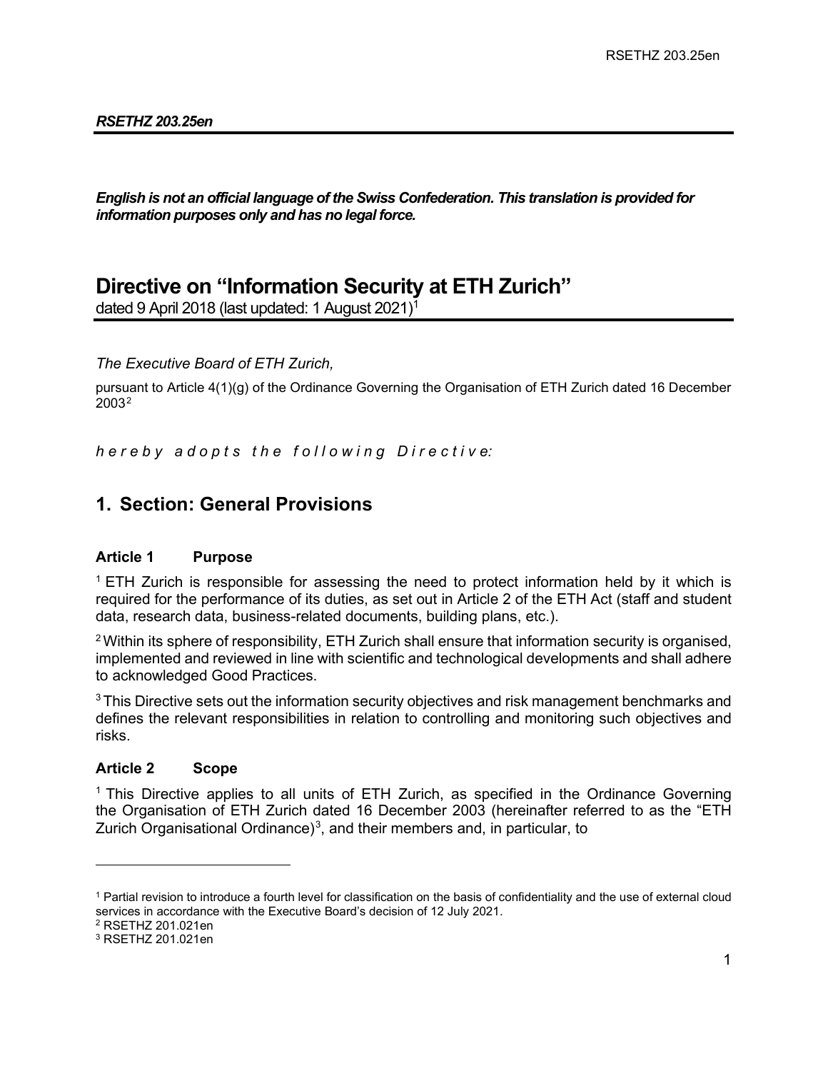***RSETHZ 203.25en***

***English is not an official language of the Swiss Confederation. This translation is provided for information purposes only and has no legal force.***

# Directive on "Information Security at ETH Zurich"

dated 9 April 2018 (last updated: 1 August 2021)[1]

*The Executive Board of ETH Zurich,*

pursuant to Article 4(1)(g) of the Ordinance Governing the Organisation of ETH Zurich dated 16 December 2003[2]

*hereby adopts the following Directive:*

## 1. Section: General Provisions

### Article 1 Purpose

[1] ETH Zurich is responsible for assessing the need to protect information held by it which is required for the performance of its duties, as set out in Article 2 of the ETH Act (staff and student data, research data, business-related documents, building plans, etc.).

[2] Within its sphere of responsibility, ETH Zurich shall ensure that information security is organised, implemented and reviewed in line with scientific and technological developments and shall adhere to acknowledged Good Practices.

[3] This Directive sets out the information security objectives and risk management benchmarks and defines the relevant responsibilities in relation to controlling and monitoring such objectives and risks.

### Article 2 Scope

[1] This Directive applies to all units of ETH Zurich, as specified in the Ordinance Governing the Organisation of ETH Zurich dated 16 December 2003 (hereinafter referred to as the "ETH Zurich Organisational Ordinance)[3], and their members and, in particular, to

---

[1] Partial revision to introduce a fourth level for classification on the basis of confidentiality and the use of external cloud services in accordance with the Executive Board's decision of 12 July 2021.

[2] RSETHZ 201.021en

[3] RSETHZ 201.021en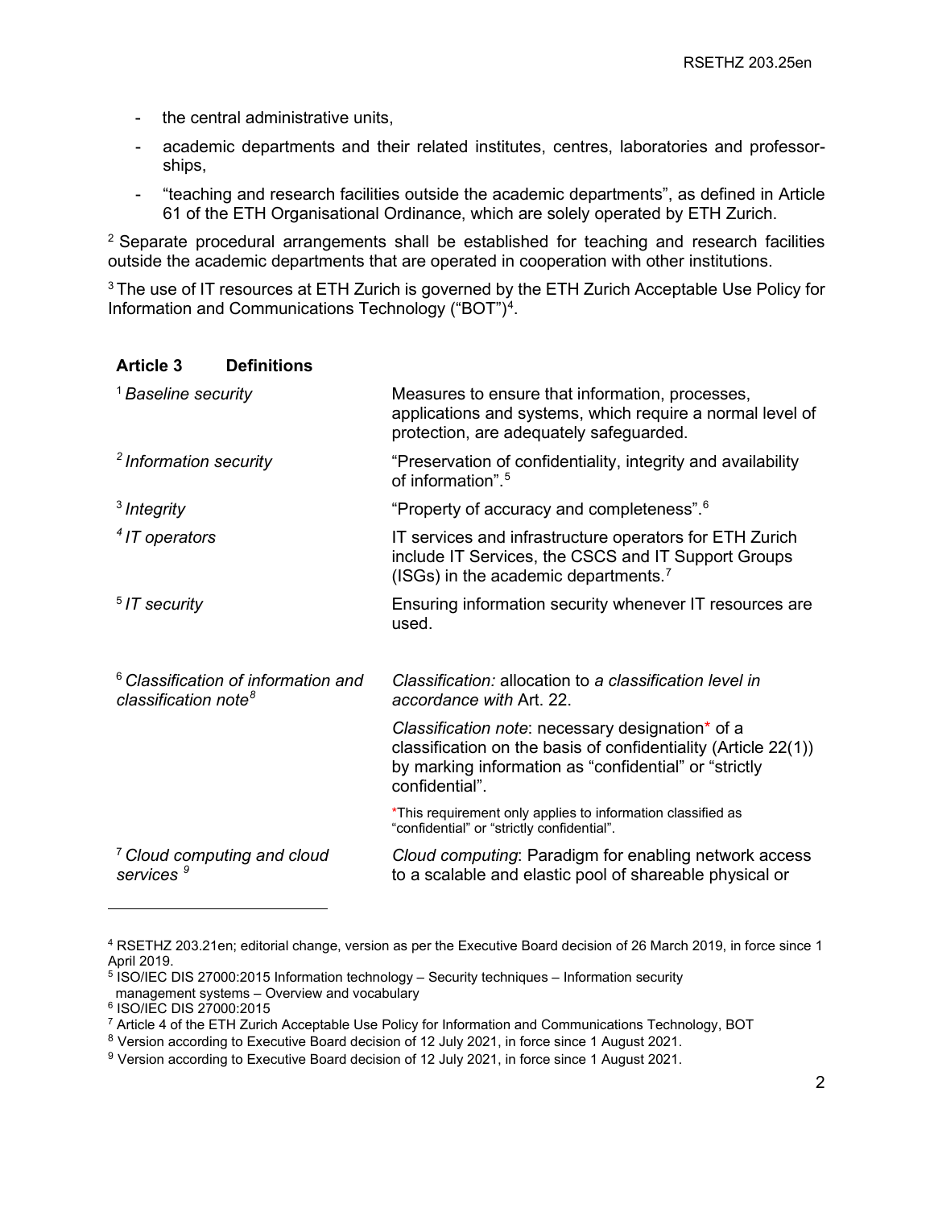- the central administrative units,
- academic departments and their related institutes, centres, laboratories and professorships,
- "teaching and research facilities outside the academic departments", as defined in Article 61 of the ETH Organisational Ordinance, which are solely operated by ETH Zurich.

[2] Separate procedural arrangements shall be established for teaching and research facilities outside the academic departments that are operated in cooperation with other institutions.

[3] The use of IT resources at ETH Zurich is governed by the ETH Zurich Acceptable Use Policy for Information and Communications Technology ("BOT")[4].

**Article 3 Definitions**

| | |
|---|---|
| [1] *Baseline security* | Measures to ensure that information, processes, applications and systems, which require a normal level of protection, are adequately safeguarded. |
| [2] *Information security* | "Preservation of confidentiality, integrity and availability of information".[5] |
| [3] *Integrity* | "Property of accuracy and completeness".[6] |
| [4] *IT operators* | IT services and infrastructure operators for ETH Zurich include IT Services, the CSCS and IT Support Groups (ISGs) in the academic departments.[7] |
| [5] *IT security* | Ensuring information security whenever IT resources are used. |
| [6] *Classification of information and classification note*[8] | *Classification:* allocation to *a classification level in accordance with* Art. 22. |
| | *Classification note*: necessary designation* of a classification on the basis of confidentiality (Article 22(1)) by marking information as "confidential" or "strictly confidential". |
| | *This requirement only applies to information classified as "confidential" or "strictly confidential". |
| [7] *Cloud computing and cloud services* [9] | *Cloud computing*: Paradigm for enabling network access to a scalable and elastic pool of shareable physical or |

---

[4] RSETHZ 203.21en; editorial change, version as per the Executive Board decision of 26 March 2019, in force since 1 April 2019.

[5] ISO/IEC DIS 27000:2015 Information technology – Security techniques – Information security management systems – Overview and vocabulary

[6] ISO/IEC DIS 27000:2015

[7] Article 4 of the ETH Zurich Acceptable Use Policy for Information and Communications Technology, BOT

[8] Version according to Executive Board decision of 12 July 2021, in force since 1 August 2021.

[9] Version according to Executive Board decision of 12 July 2021, in force since 1 August 2021.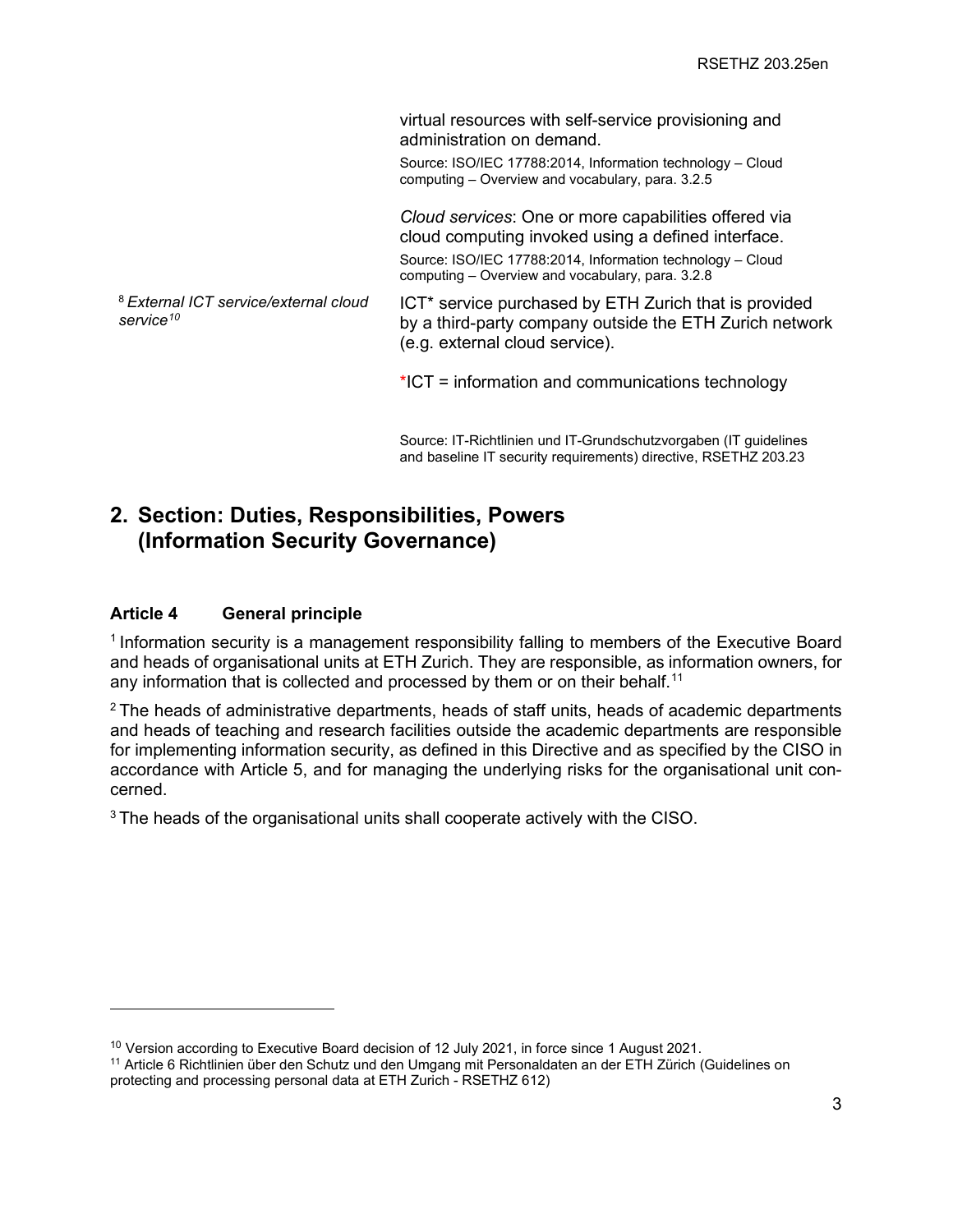| | |
|---|---|
| | virtual resources with self-service provisioning and administration on demand.<br>Source: ISO/IEC 17788:2014, Information technology – Cloud computing – Overview and vocabulary, para. 3.2.5<br><br>*Cloud services*: One or more capabilities offered via cloud computing invoked using a defined interface.<br>Source: ISO/IEC 17788:2014, Information technology – Cloud computing – Overview and vocabulary, para. 3.2.8 |
| [8] *External ICT service/external cloud service*[10] | ICT* service purchased by ETH Zurich that is provided by a third-party company outside the ETH Zurich network (e.g. external cloud service).<br><br>*ICT = information and communications technology<br><br>Source: IT-Richtlinien und IT-Grundschutzvorgaben (IT guidelines and baseline IT security requirements) directive, RSETHZ 203.23 |

## 2. Section: Duties, Responsibilities, Powers (Information Security Governance)

### Article 4 General principle

[1] Information security is a management responsibility falling to members of the Executive Board and heads of organisational units at ETH Zurich. They are responsible, as information owners, for any information that is collected and processed by them or on their behalf.[11]

[2] The heads of administrative departments, heads of staff units, heads of academic departments and heads of teaching and research facilities outside the academic departments are responsible for implementing information security, as defined in this Directive and as specified by the CISO in accordance with Article 5, and for managing the underlying risks for the organisational unit concerned.

[3] The heads of the organisational units shall cooperate actively with the CISO.

---

[10] Version according to Executive Board decision of 12 July 2021, in force since 1 August 2021.

[11] Article 6 Richtlinien über den Schutz und den Umgang mit Personaldaten an der ETH Zürich (Guidelines on protecting and processing personal data at ETH Zurich - RSETHZ 612)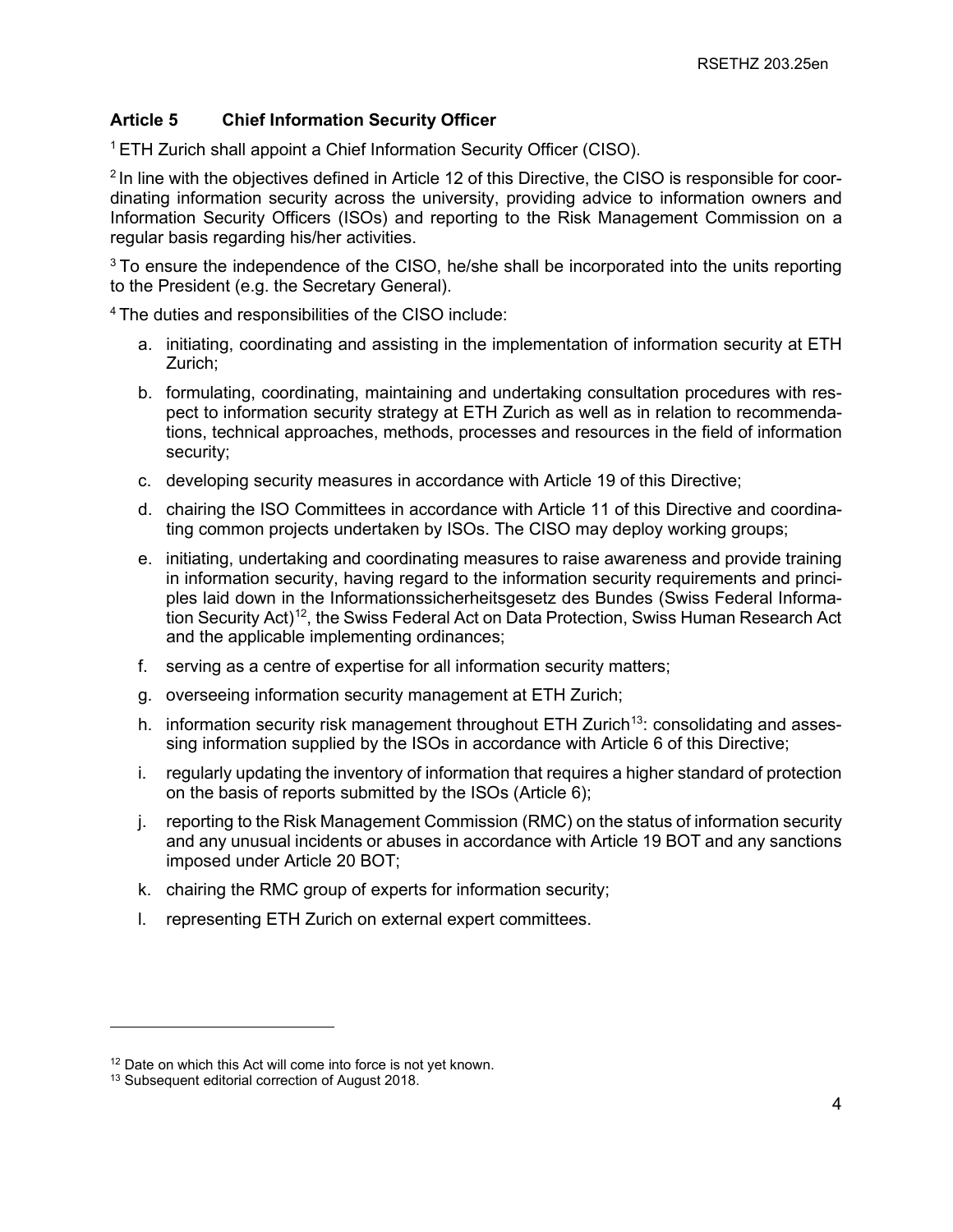### Article 5 Chief Information Security Officer

[1] ETH Zurich shall appoint a Chief Information Security Officer (CISO).

[2] In line with the objectives defined in Article 12 of this Directive, the CISO is responsible for coordinating information security across the university, providing advice to information owners and Information Security Officers (ISOs) and reporting to the Risk Management Commission on a regular basis regarding his/her activities.

[3] To ensure the independence of the CISO, he/she shall be incorporated into the units reporting to the President (e.g. the Secretary General).

[4] The duties and responsibilities of the CISO include:

a. initiating, coordinating and assisting in the implementation of information security at ETH Zurich;

b. formulating, coordinating, maintaining and undertaking consultation procedures with respect to information security strategy at ETH Zurich as well as in relation to recommendations, technical approaches, methods, processes and resources in the field of information security;

c. developing security measures in accordance with Article 19 of this Directive;

d. chairing the ISO Committees in accordance with Article 11 of this Directive and coordinating common projects undertaken by ISOs. The CISO may deploy working groups;

e. initiating, undertaking and coordinating measures to raise awareness and provide training in information security, having regard to the information security requirements and principles laid down in the Informationssicherheitsgesetz des Bundes (Swiss Federal Information Security Act)[12], the Swiss Federal Act on Data Protection, Swiss Human Research Act and the applicable implementing ordinances;

f. serving as a centre of expertise for all information security matters;

g. overseeing information security management at ETH Zurich;

h. information security risk management throughout ETH Zurich[13]: consolidating and assessing information supplied by the ISOs in accordance with Article 6 of this Directive;

i. regularly updating the inventory of information that requires a higher standard of protection on the basis of reports submitted by the ISOs (Article 6);

j. reporting to the Risk Management Commission (RMC) on the status of information security and any unusual incidents or abuses in accordance with Article 19 BOT and any sanctions imposed under Article 20 BOT;

k. chairing the RMC group of experts for information security;

l. representing ETH Zurich on external expert committees.

---

[12] Date on which this Act will come into force is not yet known.

[13] Subsequent editorial correction of August 2018.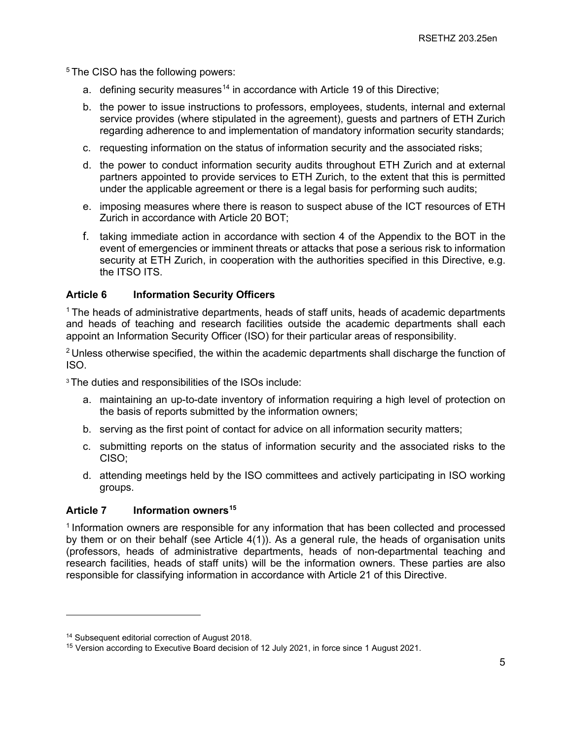[5] The CISO has the following powers:

a. defining security measures[14] in accordance with Article 19 of this Directive;

b. the power to issue instructions to professors, employees, students, internal and external service provides (where stipulated in the agreement), guests and partners of ETH Zurich regarding adherence to and implementation of mandatory information security standards;

c. requesting information on the status of information security and the associated risks;

d. the power to conduct information security audits throughout ETH Zurich and at external partners appointed to provide services to ETH Zurich, to the extent that this is permitted under the applicable agreement or there is a legal basis for performing such audits;

e. imposing measures where there is reason to suspect abuse of the ICT resources of ETH Zurich in accordance with Article 20 BOT;

f. taking immediate action in accordance with section 4 of the Appendix to the BOT in the event of emergencies or imminent threats or attacks that pose a serious risk to information security at ETH Zurich, in cooperation with the authorities specified in this Directive, e.g. the ITSO ITS.

### Article 6 Information Security Officers

[1] The heads of administrative departments, heads of staff units, heads of academic departments and heads of teaching and research facilities outside the academic departments shall each appoint an Information Security Officer (ISO) for their particular areas of responsibility.

[2] Unless otherwise specified, the within the academic departments shall discharge the function of ISO.

[3] The duties and responsibilities of the ISOs include:

a. maintaining an up-to-date inventory of information requiring a high level of protection on the basis of reports submitted by the information owners;

b. serving as the first point of contact for advice on all information security matters;

c. submitting reports on the status of information security and the associated risks to the CISO;

d. attending meetings held by the ISO committees and actively participating in ISO working groups.

### Article 7 Information owners[15]

[1] Information owners are responsible for any information that has been collected and processed by them or on their behalf (see Article 4(1)). As a general rule, the heads of organisation units (professors, heads of administrative departments, heads of non-departmental teaching and research facilities, heads of staff units) will be the information owners. These parties are also responsible for classifying information in accordance with Article 21 of this Directive.

---

[14] Subsequent editorial correction of August 2018.

[15] Version according to Executive Board decision of 12 July 2021, in force since 1 August 2021.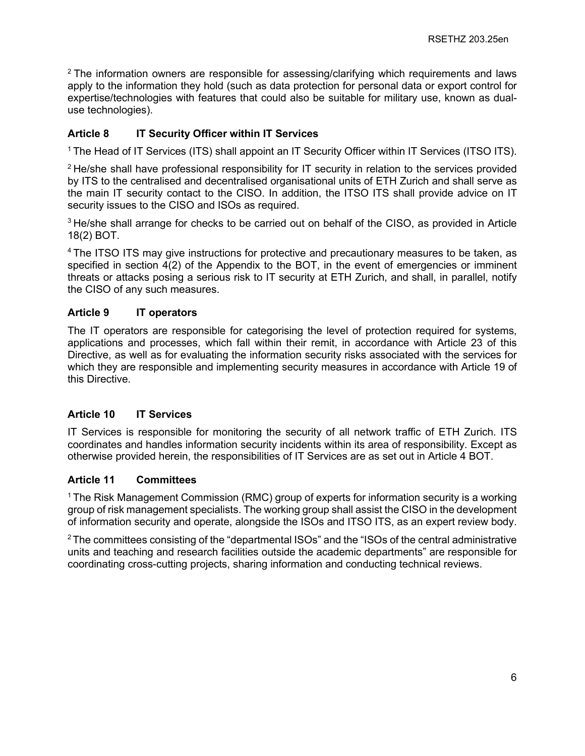[2] The information owners are responsible for assessing/clarifying which requirements and laws apply to the information they hold (such as data protection for personal data or export control for expertise/technologies with features that could also be suitable for military use, known as dual-use technologies).

### Article 8 IT Security Officer within IT Services

[1] The Head of IT Services (ITS) shall appoint an IT Security Officer within IT Services (ITSO ITS).

[2] He/she shall have professional responsibility for IT security in relation to the services provided by ITS to the centralised and decentralised organisational units of ETH Zurich and shall serve as the main IT security contact to the CISO. In addition, the ITSO ITS shall provide advice on IT security issues to the CISO and ISOs as required.

[3] He/she shall arrange for checks to be carried out on behalf of the CISO, as provided in Article 18(2) BOT.

[4] The ITSO ITS may give instructions for protective and precautionary measures to be taken, as specified in section 4(2) of the Appendix to the BOT, in the event of emergencies or imminent threats or attacks posing a serious risk to IT security at ETH Zurich, and shall, in parallel, notify the CISO of any such measures.

### Article 9 IT operators

The IT operators are responsible for categorising the level of protection required for systems, applications and processes, which fall within their remit, in accordance with Article 23 of this Directive, as well as for evaluating the information security risks associated with the services for which they are responsible and implementing security measures in accordance with Article 19 of this Directive.

### Article 10 IT Services

IT Services is responsible for monitoring the security of all network traffic of ETH Zurich. ITS coordinates and handles information security incidents within its area of responsibility. Except as otherwise provided herein, the responsibilities of IT Services are as set out in Article 4 BOT.

### Article 11 Committees

[1] The Risk Management Commission (RMC) group of experts for information security is a working group of risk management specialists. The working group shall assist the CISO in the development of information security and operate, alongside the ISOs and ITSO ITS, as an expert review body.

[2] The committees consisting of the “departmental ISOs” and the “ISOs of the central administrative units and teaching and research facilities outside the academic departments” are responsible for coordinating cross-cutting projects, sharing information and conducting technical reviews.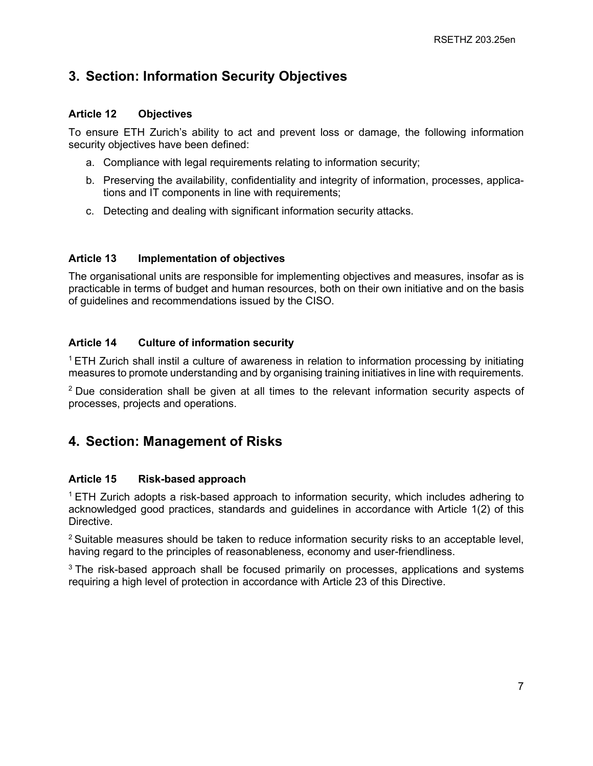## 3. Section: Information Security Objectives

### Article 12 Objectives

To ensure ETH Zurich's ability to act and prevent loss or damage, the following information security objectives have been defined:

a. Compliance with legal requirements relating to information security;

b. Preserving the availability, confidentiality and integrity of information, processes, applications and IT components in line with requirements;

c. Detecting and dealing with significant information security attacks.

### Article 13 Implementation of objectives

The organisational units are responsible for implementing objectives and measures, insofar as is practicable in terms of budget and human resources, both on their own initiative and on the basis of guidelines and recommendations issued by the CISO.

### Article 14 Culture of information security

[1] ETH Zurich shall instil a culture of awareness in relation to information processing by initiating measures to promote understanding and by organising training initiatives in line with requirements.

[2] Due consideration shall be given at all times to the relevant information security aspects of processes, projects and operations.

## 4. Section: Management of Risks

### Article 15 Risk-based approach

[1] ETH Zurich adopts a risk-based approach to information security, which includes adhering to acknowledged good practices, standards and guidelines in accordance with Article 1(2) of this Directive.

[2] Suitable measures should be taken to reduce information security risks to an acceptable level, having regard to the principles of reasonableness, economy and user-friendliness.

[3] The risk-based approach shall be focused primarily on processes, applications and systems requiring a high level of protection in accordance with Article 23 of this Directive.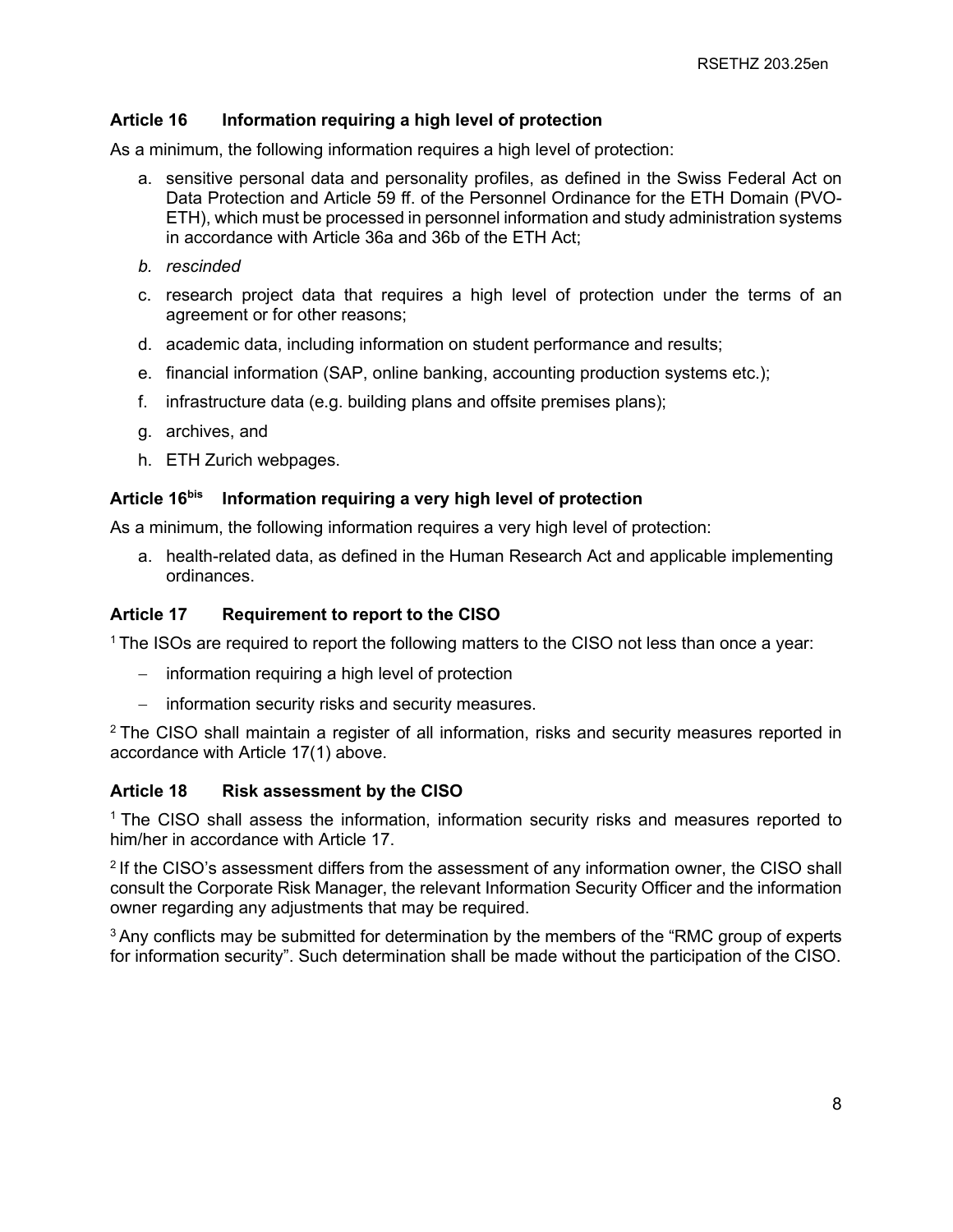### Article 16 Information requiring a high level of protection

As a minimum, the following information requires a high level of protection:

a. sensitive personal data and personality profiles, as defined in the Swiss Federal Act on Data Protection and Article 59 ff. of the Personnel Ordinance for the ETH Domain (PVO-ETH), which must be processed in personnel information and study administration systems in accordance with Article 36a and 36b of the ETH Act;

b. *rescinded*

c. research project data that requires a high level of protection under the terms of an agreement or for other reasons;

d. academic data, including information on student performance and results;

e. financial information (SAP, online banking, accounting production systems etc.);

f. infrastructure data (e.g. building plans and offsite premises plans);

g. archives, and

h. ETH Zurich webpages.

### Article 16bis Information requiring a very high level of protection

As a minimum, the following information requires a very high level of protection:

a. health-related data, as defined in the Human Research Act and applicable implementing ordinances.

### Article 17 Requirement to report to the CISO

[1] The ISOs are required to report the following matters to the CISO not less than once a year:

- information requiring a high level of protection
- information security risks and security measures.

[2] The CISO shall maintain a register of all information, risks and security measures reported in accordance with Article 17(1) above.

### Article 18 Risk assessment by the CISO

[1] The CISO shall assess the information, information security risks and measures reported to him/her in accordance with Article 17.

[2] If the CISO's assessment differs from the assessment of any information owner, the CISO shall consult the Corporate Risk Manager, the relevant Information Security Officer and the information owner regarding any adjustments that may be required.

[3] Any conflicts may be submitted for determination by the members of the "RMC group of experts for information security". Such determination shall be made without the participation of the CISO.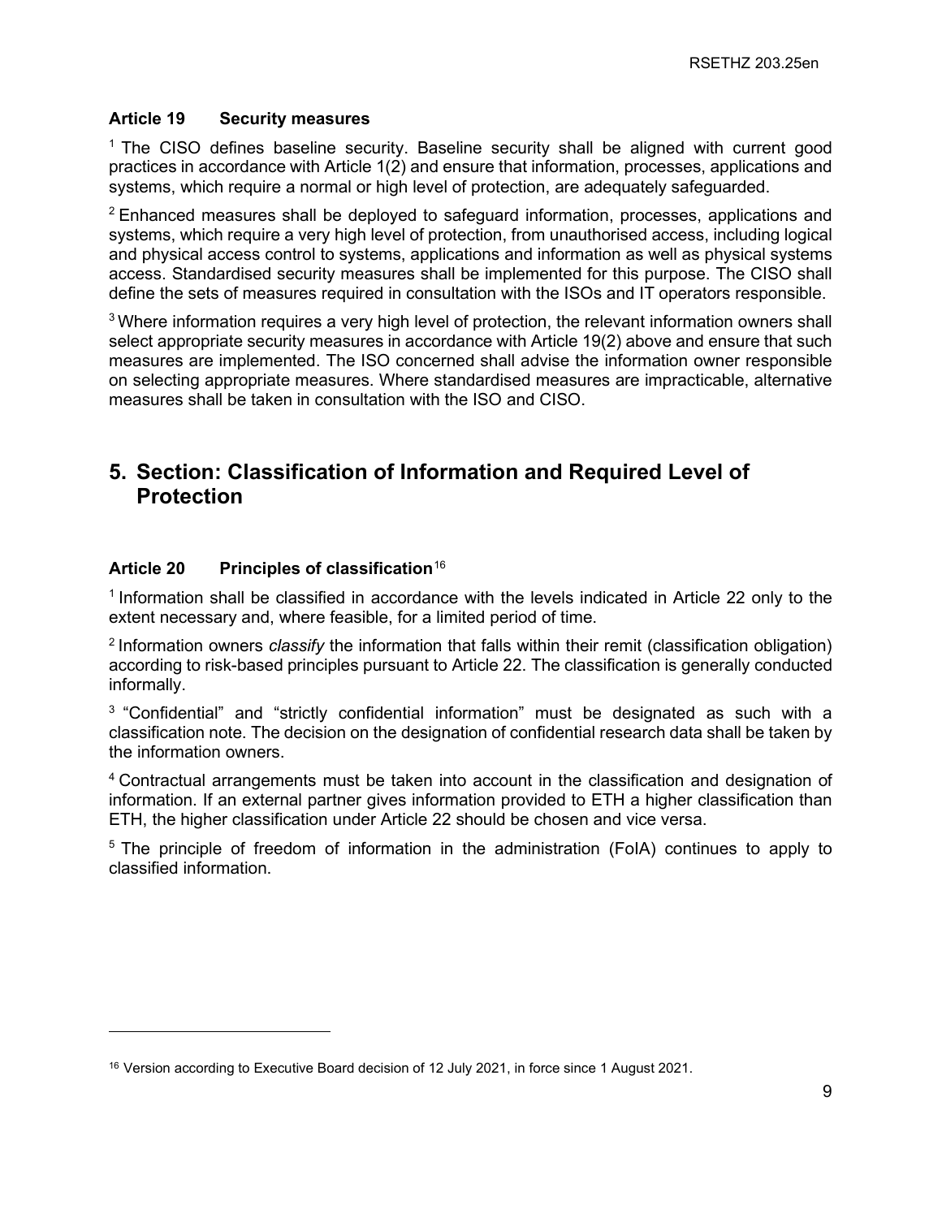### Article 19 Security measures

[1] The CISO defines baseline security. Baseline security shall be aligned with current good practices in accordance with Article 1(2) and ensure that information, processes, applications and systems, which require a normal or high level of protection, are adequately safeguarded.

[2] Enhanced measures shall be deployed to safeguard information, processes, applications and systems, which require a very high level of protection, from unauthorised access, including logical and physical access control to systems, applications and information as well as physical systems access. Standardised security measures shall be implemented for this purpose. The CISO shall define the sets of measures required in consultation with the ISOs and IT operators responsible.

[3] Where information requires a very high level of protection, the relevant information owners shall select appropriate security measures in accordance with Article 19(2) above and ensure that such measures are implemented. The ISO concerned shall advise the information owner responsible on selecting appropriate measures. Where standardised measures are impracticable, alternative measures shall be taken in consultation with the ISO and CISO.

## 5. Section: Classification of Information and Required Level of Protection

### Article 20 Principles of classification[16]

[1] Information shall be classified in accordance with the levels indicated in Article 22 only to the extent necessary and, where feasible, for a limited period of time.

[2] Information owners *classify* the information that falls within their remit (classification obligation) according to risk-based principles pursuant to Article 22. The classification is generally conducted informally.

[3] "Confidential" and "strictly confidential information" must be designated as such with a classification note. The decision on the designation of confidential research data shall be taken by the information owners.

[4] Contractual arrangements must be taken into account in the classification and designation of information. If an external partner gives information provided to ETH a higher classification than ETH, the higher classification under Article 22 should be chosen and vice versa.

[5] The principle of freedom of information in the administration (FoIA) continues to apply to classified information.

---

[16] Version according to Executive Board decision of 12 July 2021, in force since 1 August 2021.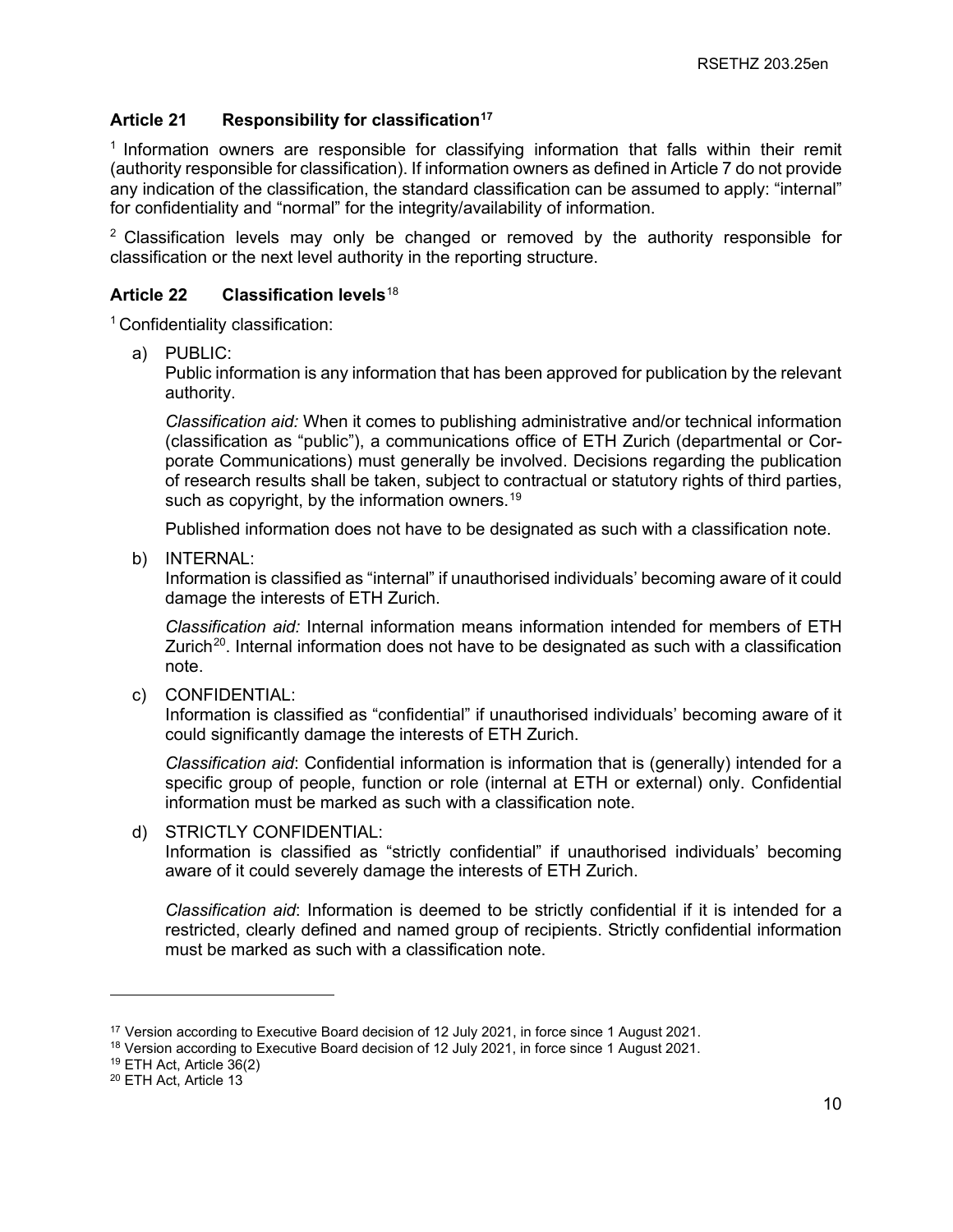### Article 21 Responsibility for classification[17]

[1] Information owners are responsible for classifying information that falls within their remit (authority responsible for classification). If information owners as defined in Article 7 do not provide any indication of the classification, the standard classification can be assumed to apply: "internal" for confidentiality and "normal" for the integrity/availability of information.

[2] Classification levels may only be changed or removed by the authority responsible for classification or the next level authority in the reporting structure.

### Article 22 Classification levels[18]

[1] Confidentiality classification:

a) PUBLIC:
Public information is any information that has been approved for publication by the relevant authority.

   *Classification aid:* When it comes to publishing administrative and/or technical information (classification as "public"), a communications office of ETH Zurich (departmental or Corporate Communications) must generally be involved. Decisions regarding the publication of research results shall be taken, subject to contractual or statutory rights of third parties, such as copyright, by the information owners.[19]

   Published information does not have to be designated as such with a classification note.

b) INTERNAL:
Information is classified as "internal" if unauthorised individuals' becoming aware of it could damage the interests of ETH Zurich.

   *Classification aid:* Internal information means information intended for members of ETH Zurich[20]. Internal information does not have to be designated as such with a classification note.

c) CONFIDENTIAL:
Information is classified as "confidential" if unauthorised individuals' becoming aware of it could significantly damage the interests of ETH Zurich.

   *Classification aid*: Confidential information is information that is (generally) intended for a specific group of people, function or role (internal at ETH or external) only. Confidential information must be marked as such with a classification note.

d) STRICTLY CONFIDENTIAL:
Information is classified as "strictly confidential" if unauthorised individuals' becoming aware of it could severely damage the interests of ETH Zurich.

   *Classification aid*: Information is deemed to be strictly confidential if it is intended for a restricted, clearly defined and named group of recipients. Strictly confidential information must be marked as such with a classification note.

---

[17] Version according to Executive Board decision of 12 July 2021, in force since 1 August 2021.

[18] Version according to Executive Board decision of 12 July 2021, in force since 1 August 2021.

[19] ETH Act, Article 36(2)

[20] ETH Act, Article 13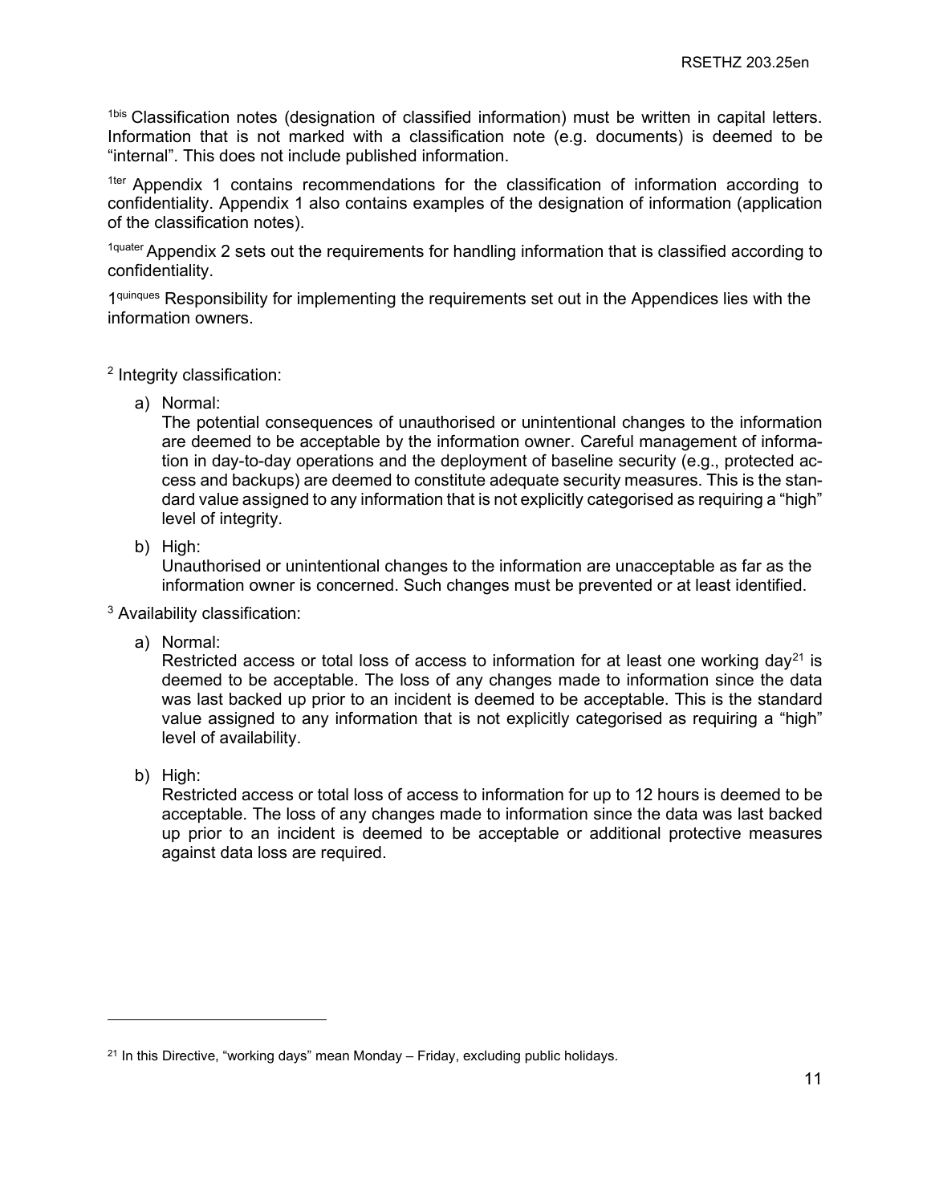[1bis] Classification notes (designation of classified information) must be written in capital letters. Information that is not marked with a classification note (e.g. documents) is deemed to be "internal". This does not include published information.

[1ter] Appendix 1 contains recommendations for the classification of information according to confidentiality. Appendix 1 also contains examples of the designation of information (application of the classification notes).

[1quater] Appendix 2 sets out the requirements for handling information that is classified according to confidentiality.

1[quinques] Responsibility for implementing the requirements set out in the Appendices lies with the information owners.

[2] Integrity classification:

a) Normal:
The potential consequences of unauthorised or unintentional changes to the information are deemed to be acceptable by the information owner. Careful management of information in day-to-day operations and the deployment of baseline security (e.g., protected access and backups) are deemed to constitute adequate security measures. This is the standard value assigned to any information that is not explicitly categorised as requiring a "high" level of integrity.

b) High:
Unauthorised or unintentional changes to the information are unacceptable as far as the information owner is concerned. Such changes must be prevented or at least identified.

[3] Availability classification:

a) Normal:
Restricted access or total loss of access to information for at least one working day[21] is deemed to be acceptable. The loss of any changes made to information since the data was last backed up prior to an incident is deemed to be acceptable. This is the standard value assigned to any information that is not explicitly categorised as requiring a "high" level of availability.

b) High:
Restricted access or total loss of access to information for up to 12 hours is deemed to be acceptable. The loss of any changes made to information since the data was last backed up prior to an incident is deemed to be acceptable or additional protective measures against data loss are required.

---

[21] In this Directive, "working days" mean Monday – Friday, excluding public holidays.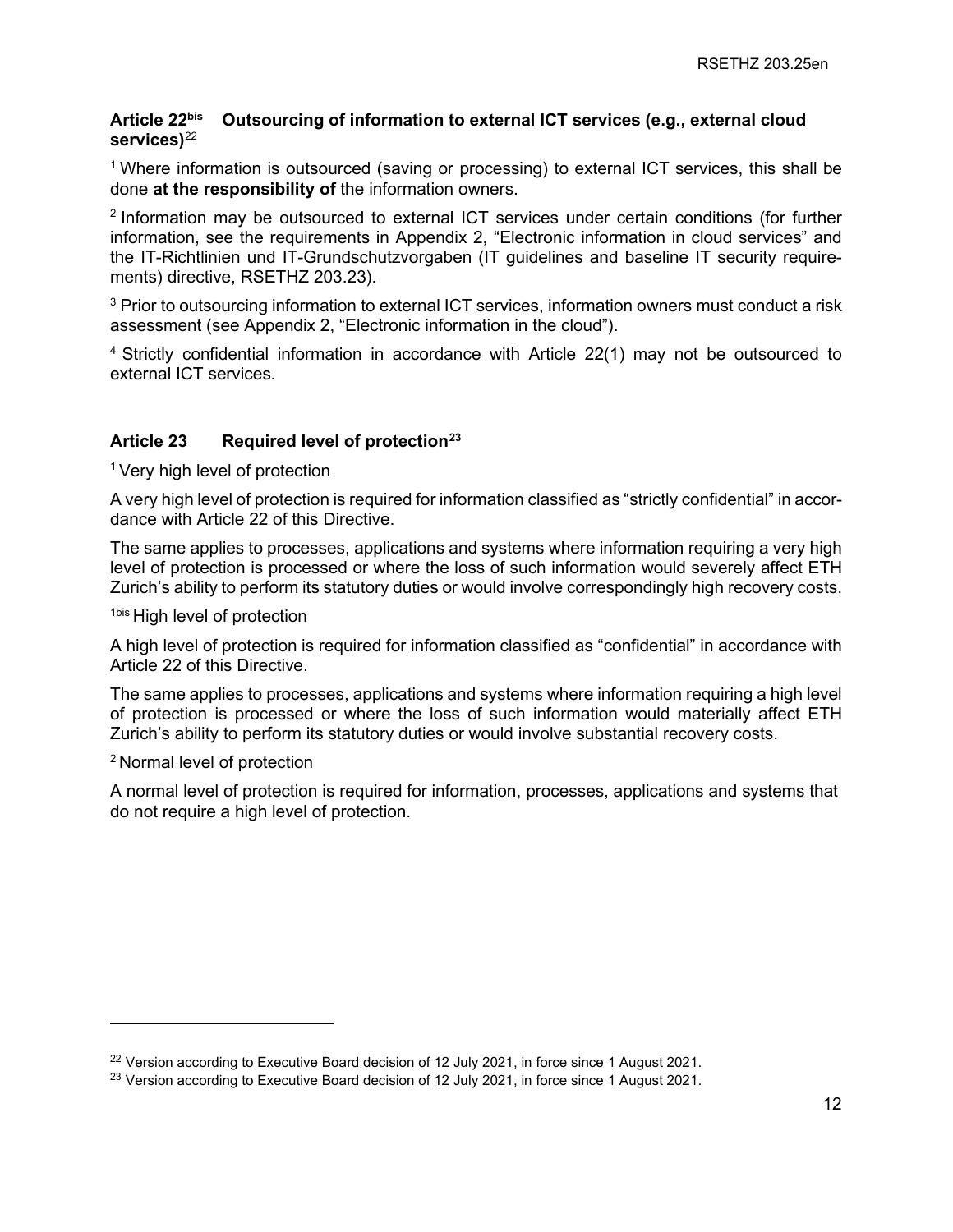### Article 22[bis] Outsourcing of information to external ICT services (e.g., external cloud services)[22]

[1] Where information is outsourced (saving or processing) to external ICT services, this shall be done **at the responsibility of** the information owners.

[2] Information may be outsourced to external ICT services under certain conditions (for further information, see the requirements in Appendix 2, "Electronic information in cloud services" and the IT-Richtlinien und IT-Grundschutzvorgaben (IT guidelines and baseline IT security requirements) directive, RSETHZ 203.23).

[3] Prior to outsourcing information to external ICT services, information owners must conduct a risk assessment (see Appendix 2, "Electronic information in the cloud").

[4] Strictly confidential information in accordance with Article 22(1) may not be outsourced to external ICT services.

### Article 23 Required level of protection[23]

[1] Very high level of protection

A very high level of protection is required for information classified as "strictly confidential" in accordance with Article 22 of this Directive.

The same applies to processes, applications and systems where information requiring a very high level of protection is processed or where the loss of such information would severely affect ETH Zurich's ability to perform its statutory duties or would involve correspondingly high recovery costs.

[1bis] High level of protection

A high level of protection is required for information classified as "confidential" in accordance with Article 22 of this Directive.

The same applies to processes, applications and systems where information requiring a high level of protection is processed or where the loss of such information would materially affect ETH Zurich's ability to perform its statutory duties or would involve substantial recovery costs.

[2] Normal level of protection

A normal level of protection is required for information, processes, applications and systems that do not require a high level of protection.

---

[22] Version according to Executive Board decision of 12 July 2021, in force since 1 August 2021.

[23] Version according to Executive Board decision of 12 July 2021, in force since 1 August 2021.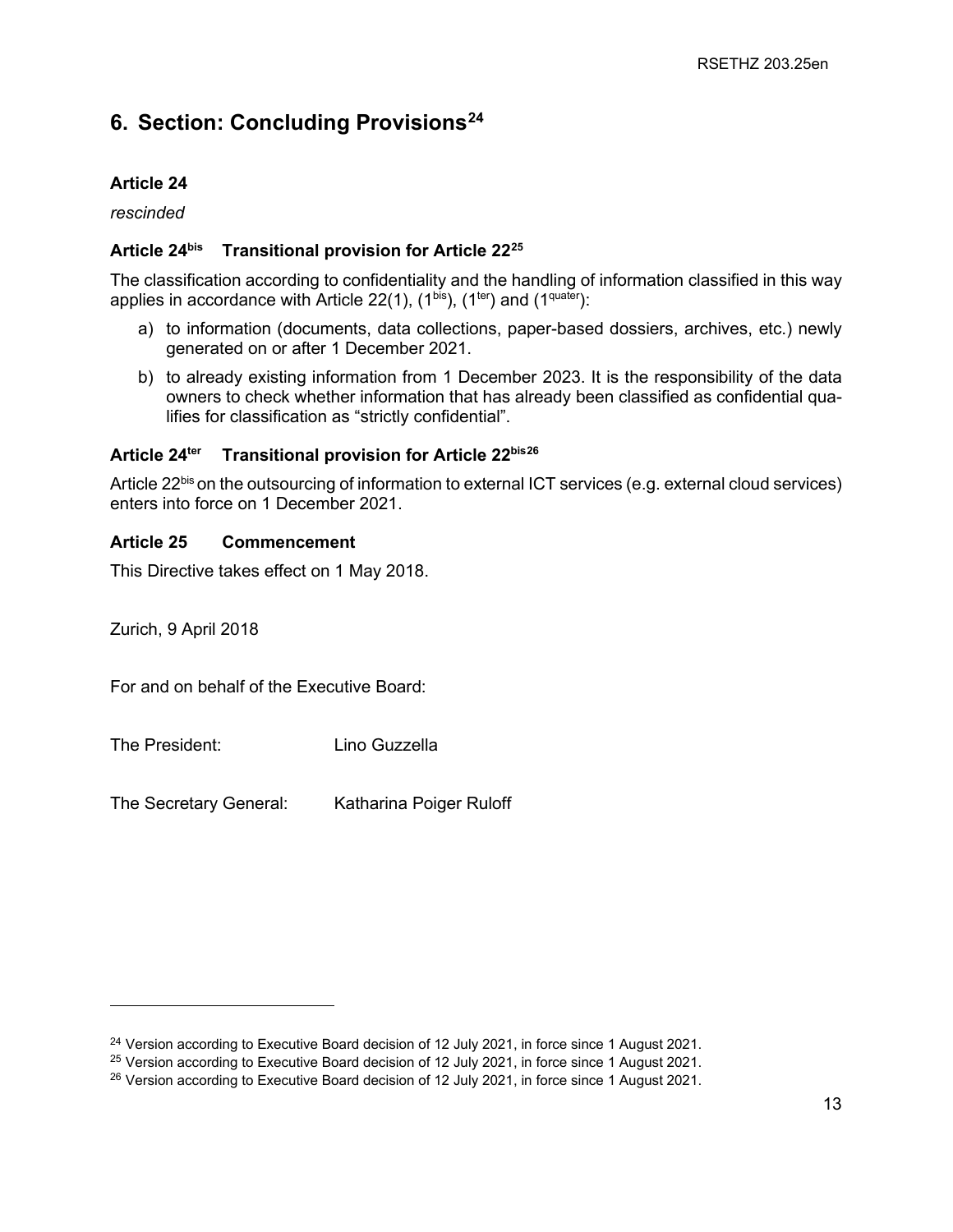## 6. Section: Concluding Provisions[24]

### Article 24

*rescinded*

### Article 24^bis Transitional provision for Article 22[25]

The classification according to confidentiality and the handling of information classified in this way applies in accordance with Article 22(1), (1^bis), (1^ter) and (1^quater):

a) to information (documents, data collections, paper-based dossiers, archives, etc.) newly generated on or after 1 December 2021.
b) to already existing information from 1 December 2023. It is the responsibility of the data owners to check whether information that has already been classified as confidential qualifies for classification as "strictly confidential".

### Article 24^ter Transitional provision for Article 22^bis[26]

Article 22^bis on the outsourcing of information to external ICT services (e.g. external cloud services) enters into force on 1 December 2021.

### Article 25 Commencement

This Directive takes effect on 1 May 2018.

Zurich, 9 April 2018

For and on behalf of the Executive Board:

The President: Lino Guzzella

The Secretary General: Katharina Poiger Ruloff

---

[24] Version according to Executive Board decision of 12 July 2021, in force since 1 August 2021.
[25] Version according to Executive Board decision of 12 July 2021, in force since 1 August 2021.
[26] Version according to Executive Board decision of 12 July 2021, in force since 1 August 2021.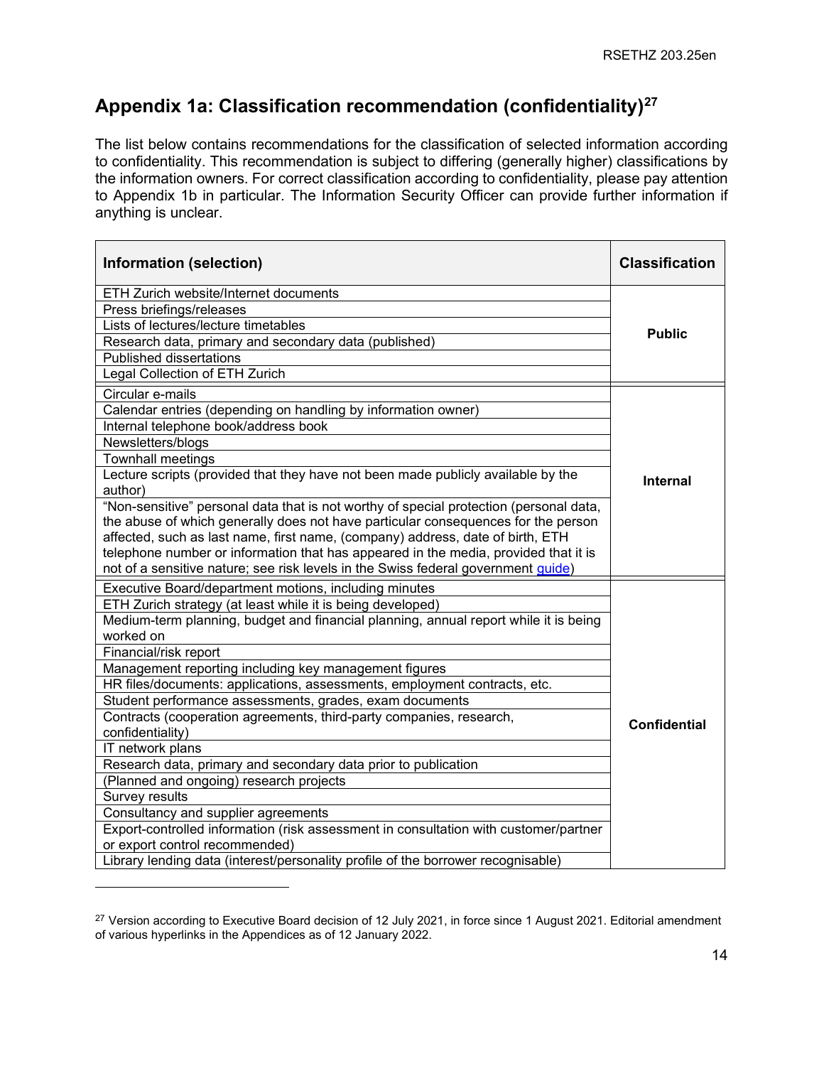## Appendix 1a: Classification recommendation (confidentiality)[27]

The list below contains recommendations for the classification of selected information according to confidentiality. This recommendation is subject to differing (generally higher) classifications by the information owners. For correct classification according to confidentiality, please pay attention to Appendix 1b in particular. The Information Security Officer can provide further information if anything is unclear.

| Information (selection) | Classification |
|---|---|
| ETH Zurich website/Internet documents | **Public** |
| Press briefings/releases | |
| Lists of lectures/lecture timetables | |
| Research data, primary and secondary data (published) | |
| Published dissertations | |
| Legal Collection of ETH Zurich | |
| Circular e-mails | **Internal** |
| Calendar entries (depending on handling by information owner) | |
| Internal telephone book/address book | |
| Newsletters/blogs | |
| Townhall meetings | |
| Lecture scripts (provided that they have not been made publicly available by the author) | |
| "Non-sensitive" personal data that is not worthy of special protection (personal data, the abuse of which generally does not have particular consequences for the person affected, such as last name, first name, (company) address, date of birth, ETH telephone number or information that has appeared in the media, provided that it is not of a sensitive nature; see risk levels in the Swiss federal government guide) | |
| Executive Board/department motions, including minutes | **Confidential** |
| ETH Zurich strategy (at least while it is being developed) | |
| Medium-term planning, budget and financial planning, annual report while it is being worked on | |
| Financial/risk report | |
| Management reporting including key management figures | |
| HR files/documents: applications, assessments, employment contracts, etc. | |
| Student performance assessments, grades, exam documents | |
| Contracts (cooperation agreements, third-party companies, research, confidentiality) | |
| IT network plans | |
| Research data, primary and secondary data prior to publication | |
| (Planned and ongoing) research projects | |
| Survey results | |
| Consultancy and supplier agreements | |
| Export-controlled information (risk assessment in consultation with customer/partner or export control recommended) | |
| Library lending data (interest/personality profile of the borrower recognisable) | |

[27] Version according to Executive Board decision of 12 July 2021, in force since 1 August 2021. Editorial amendment of various hyperlinks in the Appendices as of 12 January 2022.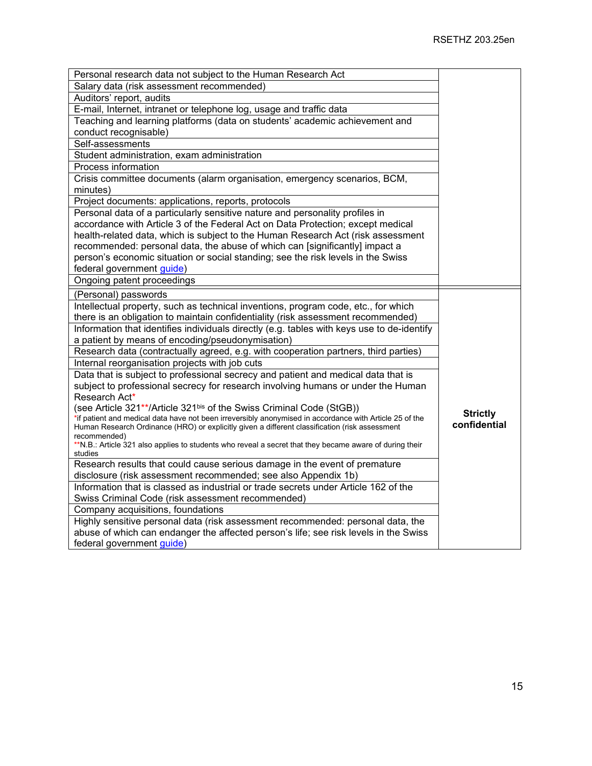| | |
|---|---|
| Personal research data not subject to the Human Research Act | |
| Salary data (risk assessment recommended) | |
| Auditors' report, audits | |
| E-mail, Internet, intranet or telephone log, usage and traffic data | |
| Teaching and learning platforms (data on students' academic achievement and conduct recognisable) | |
| Self-assessments | |
| Student administration, exam administration | |
| Process information | |
| Crisis committee documents (alarm organisation, emergency scenarios, BCM, minutes) | |
| Project documents: applications, reports, protocols | |
| Personal data of a particularly sensitive nature and personality profiles in accordance with Article 3 of the Federal Act on Data Protection; except medical health-related data, which is subject to the Human Research Act (risk assessment recommended: personal data, the abuse of which can [significantly] impact a person's economic situation or social standing; see the risk levels in the Swiss federal government guide) | |
| Ongoing patent proceedings | |
| (Personal) passwords | **Strictly confidential** |
| Intellectual property, such as technical inventions, program code, etc., for which there is an obligation to maintain confidentiality (risk assessment recommended) | |
| Information that identifies individuals directly (e.g. tables with keys use to de-identify a patient by means of encoding/pseudonymisation) | |
| Research data (contractually agreed, e.g. with cooperation partners, third parties) | |
| Internal reorganisation projects with job cuts | |
| Data that is subject to professional secrecy and patient and medical data that is subject to professional secrecy for research involving humans or under the Human Research Act* (see Article 321**/Article 321bis of the Swiss Criminal Code (StGB)) *if patient and medical data have not been irreversibly anonymised in accordance with Article 25 of the Human Research Ordinance (HRO) or explicitly given a different classification (risk assessment recommended) **N.B.: Article 321 also applies to students who reveal a secret that they became aware of during their studies | |
| Research results that could cause serious damage in the event of premature disclosure (risk assessment recommended; see also Appendix 1b) | |
| Information that is classed as industrial or trade secrets under Article 162 of the Swiss Criminal Code (risk assessment recommended) | |
| Company acquisitions, foundations | |
| Highly sensitive personal data (risk assessment recommended: personal data, the abuse of which can endanger the affected person's life; see risk levels in the Swiss federal government guide) | |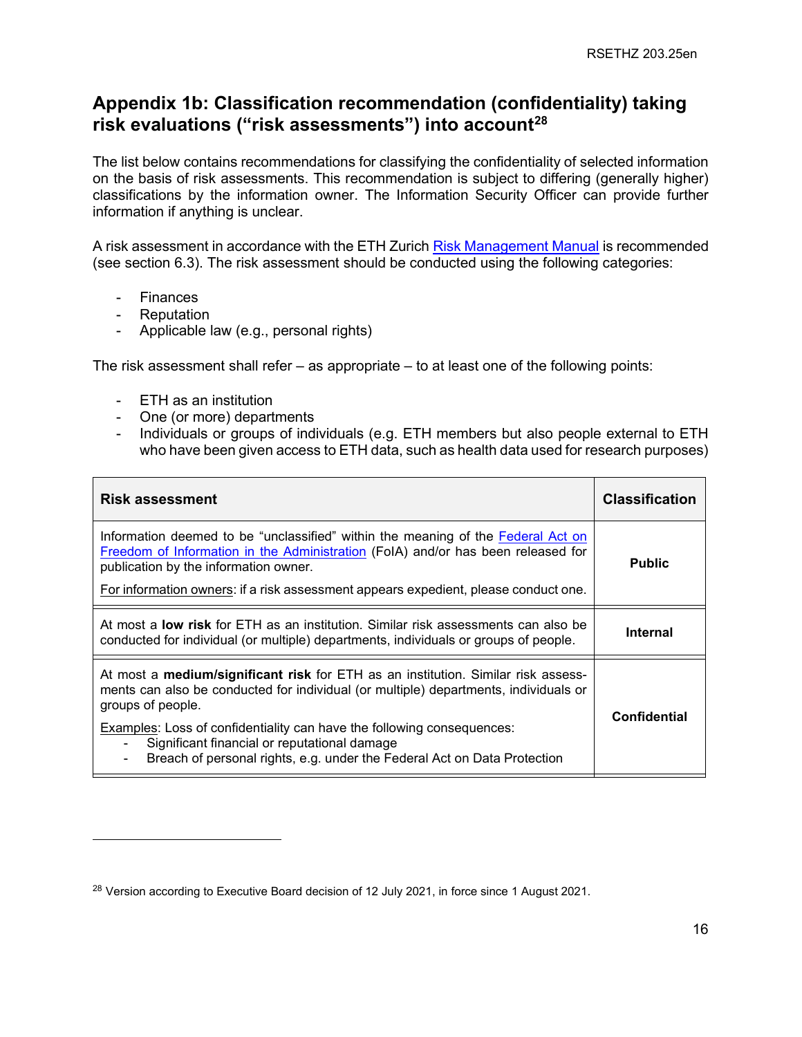## Appendix 1b: Classification recommendation (confidentiality) taking risk evaluations ("risk assessments") into account[28]

The list below contains recommendations for classifying the confidentiality of selected information on the basis of risk assessments. This recommendation is subject to differing (generally higher) classifications by the information owner. The Information Security Officer can provide further information if anything is unclear.

A risk assessment in accordance with the ETH Zurich Risk Management Manual is recommended (see section 6.3). The risk assessment should be conducted using the following categories:

- Finances
- Reputation
- Applicable law (e.g., personal rights)

The risk assessment shall refer – as appropriate – to at least one of the following points:

- ETH as an institution
- One (or more) departments
- Individuals or groups of individuals (e.g. ETH members but also people external to ETH who have been given access to ETH data, such as health data used for research purposes)

| Risk assessment | Classification |
|---|---|
| Information deemed to be "unclassified" within the meaning of the Federal Act on Freedom of Information in the Administration (FoIA) and/or has been released for publication by the information owner.<br><br>For information owners: if a risk assessment appears expedient, please conduct one. | **Public** |
| At most a **low risk** for ETH as an institution. Similar risk assessments can also be conducted for individual (or multiple) departments, individuals or groups of people. | **Internal** |
| At most a **medium/significant risk** for ETH as an institution. Similar risk assessments can also be conducted for individual (or multiple) departments, individuals or groups of people.<br><br>Examples: Loss of confidentiality can have the following consequences:<br>- Significant financial or reputational damage<br>- Breach of personal rights, e.g. under the Federal Act on Data Protection | **Confidential** |

[28] Version according to Executive Board decision of 12 July 2021, in force since 1 August 2021.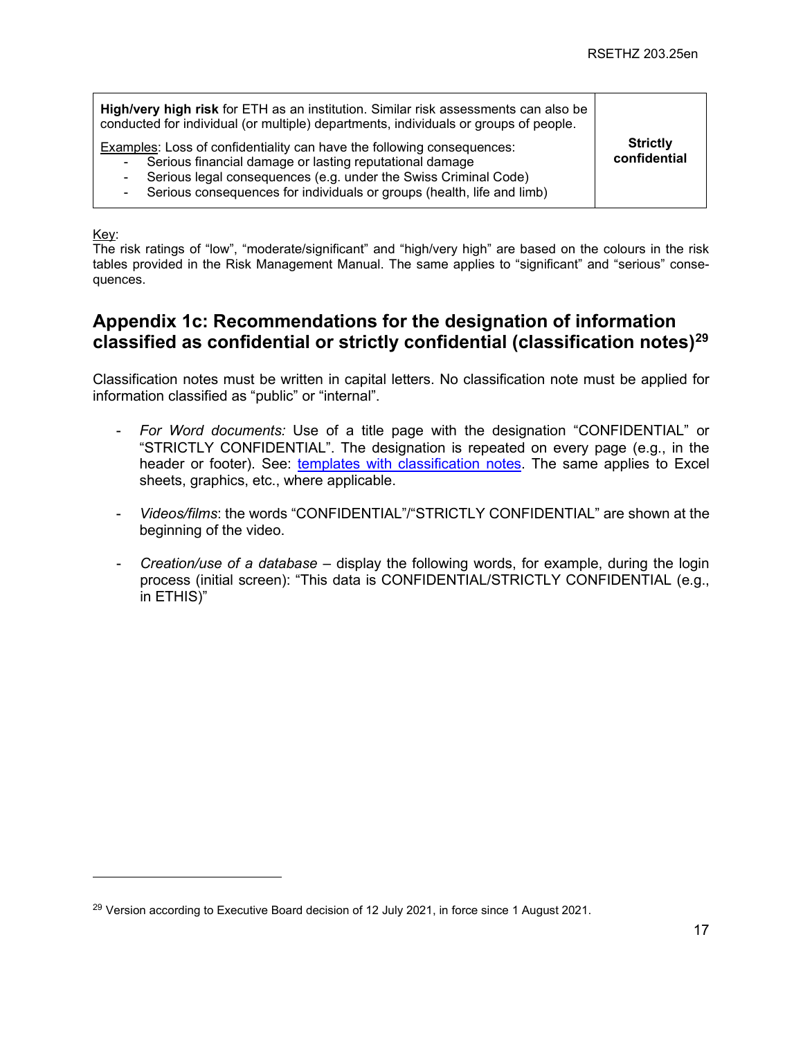| High/very high risk for ETH as an institution. Similar risk assessments can also be conducted for individual (or multiple) departments, individuals or groups of people.<br><br>Examples: Loss of confidentiality can have the following consequences:<br>- Serious financial damage or lasting reputational damage<br>- Serious legal consequences (e.g. under the Swiss Criminal Code)<br>- Serious consequences for individuals or groups (health, life and limb) | **Strictly confidential** |
|---|---|

Key:
The risk ratings of "low", "moderate/significant" and "high/very high" are based on the colours in the risk tables provided in the Risk Management Manual. The same applies to "significant" and "serious" consequences.

## Appendix 1c: Recommendations for the designation of information classified as confidential or strictly confidential (classification notes)[29]

Classification notes must be written in capital letters. No classification note must be applied for information classified as "public" or "internal".

- *For Word documents:* Use of a title page with the designation "CONFIDENTIAL" or "STRICTLY CONFIDENTIAL". The designation is repeated on every page (e.g., in the header or footer). See: templates with classification notes. The same applies to Excel sheets, graphics, etc., where applicable.

- *Videos/films*: the words "CONFIDENTIAL"/"STRICTLY CONFIDENTIAL" are shown at the beginning of the video.

- *Creation/use of a database* – display the following words, for example, during the login process (initial screen): "This data is CONFIDENTIAL/STRICTLY CONFIDENTIAL (e.g., in ETHIS)"

[29] Version according to Executive Board decision of 12 July 2021, in force since 1 August 2021.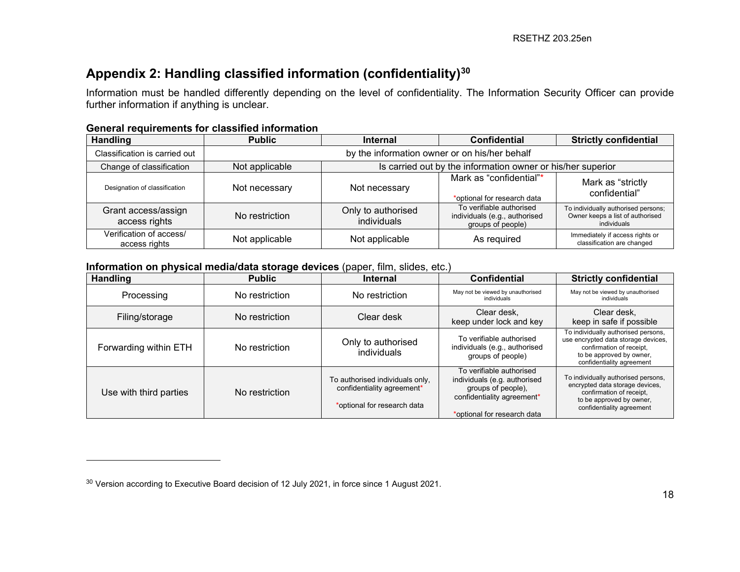## Appendix 2: Handling classified information (confidentiality)[30]

Information must be handled differently depending on the level of confidentiality. The Information Security Officer can provide further information if anything is unclear.

**General requirements for classified information**

| Handling | Public | Internal | Confidential | Strictly confidential |
|---|---|---|---|---|
| Classification is carried out | by the information owner or on his/her behalf | | | |
| Change of classification | Not applicable | Is carried out by the information owner or his/her superior | | |
| Designation of classification | Not necessary | Not necessary | Mark as "confidential"* <br> *optional for research data | Mark as "strictly confidential" |
| Grant access/assign access rights | No restriction | Only to authorised individuals | To verifiable authorised individuals (e.g., authorised groups of people) | To individually authorised persons; Owner keeps a list of authorised individuals |
| Verification of access/ access rights | Not applicable | Not applicable | As required | Immediately if access rights or classification are changed |

**Information on physical media/data storage devices** (paper, film, slides, etc.)

| Handling | Public | Internal | Confidential | Strictly confidential |
|---|---|---|---|---|
| Processing | No restriction | No restriction | May not be viewed by unauthorised individuals | May not be viewed by unauthorised individuals |
| Filing/storage | No restriction | Clear desk | Clear desk, keep under lock and key | Clear desk, keep in safe if possible |
| Forwarding within ETH | No restriction | Only to authorised individuals | To verifiable authorised individuals (e.g., authorised groups of people) | To individually authorised persons, use encrypted data storage devices, confirmation of receipt, to be approved by owner, confidentiality agreement |
| Use with third parties | No restriction | To authorised individuals only, confidentiality agreement* <br> *optional for research data | To verifiable authorised individuals (e.g. authorised groups of people), confidentiality agreement* <br> *optional for research data | To individually authorised persons, encrypted data storage devices, confirmation of receipt, to be approved by owner, confidentiality agreement |

[30] Version according to Executive Board decision of 12 July 2021, in force since 1 August 2021.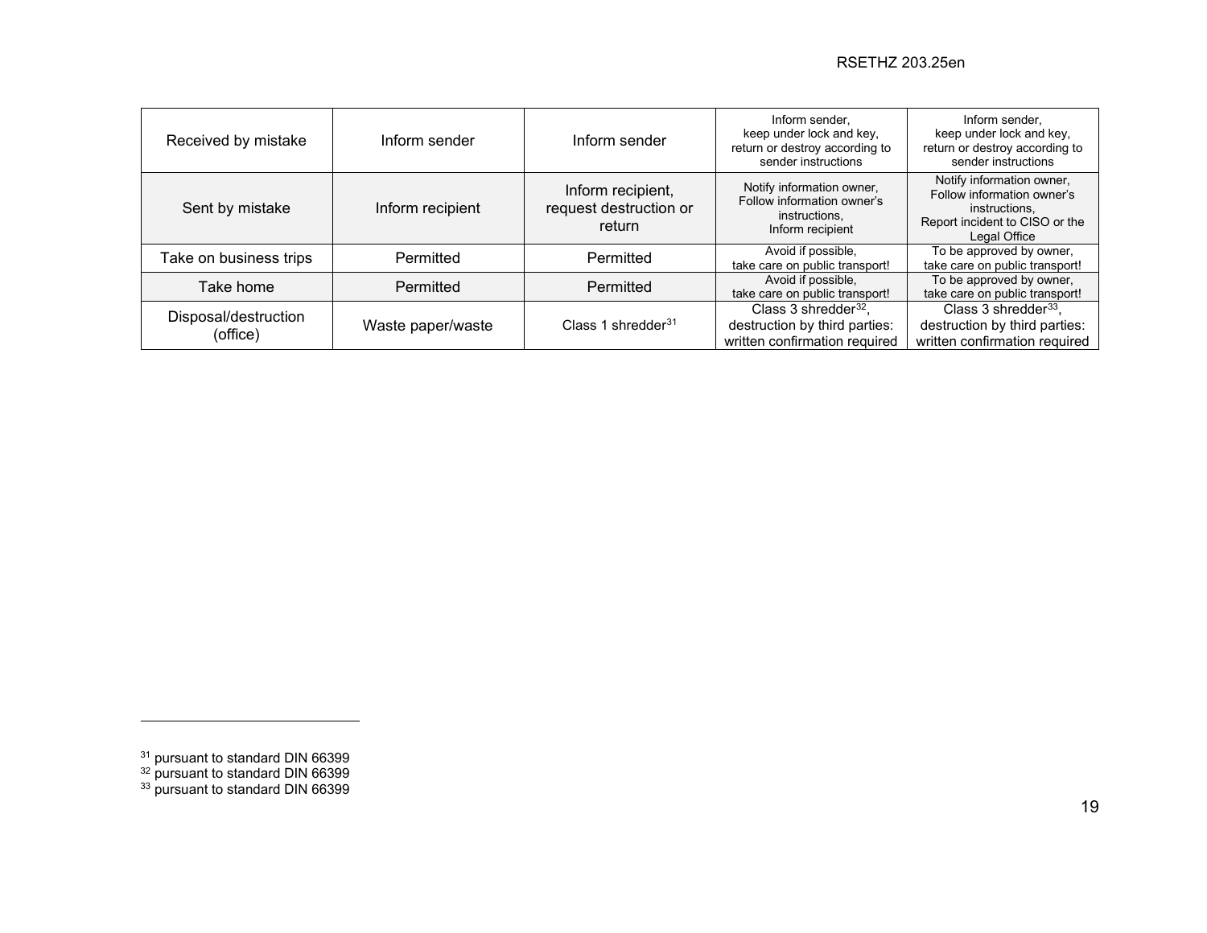| | | | | |
|---|---|---|---|---|
| Received by mistake | Inform sender | Inform sender | Inform sender, keep under lock and key, return or destroy according to sender instructions | Inform sender, keep under lock and key, return or destroy according to sender instructions |
| Sent by mistake | Inform recipient | Inform recipient, request destruction or return | Notify information owner, Follow information owner's instructions, Inform recipient | Notify information owner, Follow information owner's instructions, Report incident to CISO or the Legal Office |
| Take on business trips | Permitted | Permitted | Avoid if possible, take care on public transport! | To be approved by owner, take care on public transport! |
| Take home | Permitted | Permitted | Avoid if possible, take care on public transport! | To be approved by owner, take care on public transport! |
| Disposal/destruction (office) | Waste paper/waste | Class 1 shredder[31] | Class 3 shredder[32], destruction by third parties: written confirmation required | Class 3 shredder[33], destruction by third parties: written confirmation required |

[31] pursuant to standard DIN 66399
[32] pursuant to standard DIN 66399
[33] pursuant to standard DIN 66399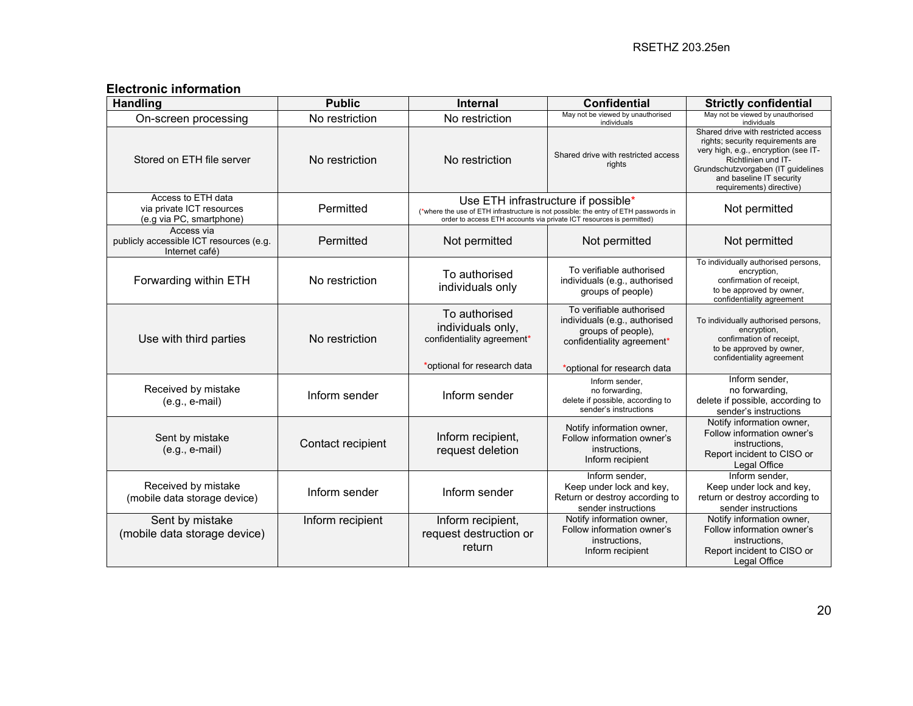## Electronic information

| Handling | Public | Internal | Confidential | Strictly confidential |
|---|---|---|---|---|
| On-screen processing | No restriction | No restriction | May not be viewed by unauthorised individuals | May not be viewed by unauthorised individuals |
| Stored on ETH file server | No restriction | No restriction | Shared drive with restricted access rights | Shared drive with restricted access rights; security requirements are very high, e.g., encryption (see IT-Richtlinien und IT-Grundschutzvorgaben (IT guidelines and baseline IT security requirements) directive) |
| Access to ETH data via private ICT resources (e.g via PC, smartphone) | Permitted | Use ETH infrastructure if possible* (*where the use of ETH infrastructure is not possible: the entry of ETH passwords in order to access ETH accounts via private ICT resources is permitted) | | Not permitted |
| Access via publicly accessible ICT resources (e.g. Internet café) | Permitted | Not permitted | Not permitted | Not permitted |
| Forwarding within ETH | No restriction | To authorised individuals only | To verifiable authorised individuals (e.g., authorised groups of people) | To individually authorised persons, encryption, confirmation of receipt, to be approved by owner, confidentiality agreement |
| Use with third parties | No restriction | To authorised individuals only, confidentiality agreement* <br><br> *optional for research data | To verifiable authorised individuals (e.g., authorised groups of people), confidentiality agreement* <br><br> *optional for research data | To individually authorised persons, encryption, confirmation of receipt, to be approved by owner, confidentiality agreement |
| Received by mistake (e.g., e-mail) | Inform sender | Inform sender | Inform sender, no forwarding, delete if possible, according to sender's instructions | Inform sender, no forwarding, delete if possible, according to sender's instructions |
| Sent by mistake (e.g., e-mail) | Contact recipient | Inform recipient, request deletion | Notify information owner, Follow information owner's instructions, Inform recipient | Notify information owner, Follow information owner's instructions, Report incident to CISO or Legal Office |
| Received by mistake (mobile data storage device) | Inform sender | Inform sender | Inform sender, Keep under lock and key, Return or destroy according to sender instructions | Inform sender, Keep under lock and key, return or destroy according to sender instructions |
| Sent by mistake (mobile data storage device) | Inform recipient | Inform recipient, request destruction or return | Notify information owner, Follow information owner's instructions, Inform recipient | Notify information owner, Follow information owner's instructions, Report incident to CISO or Legal Office |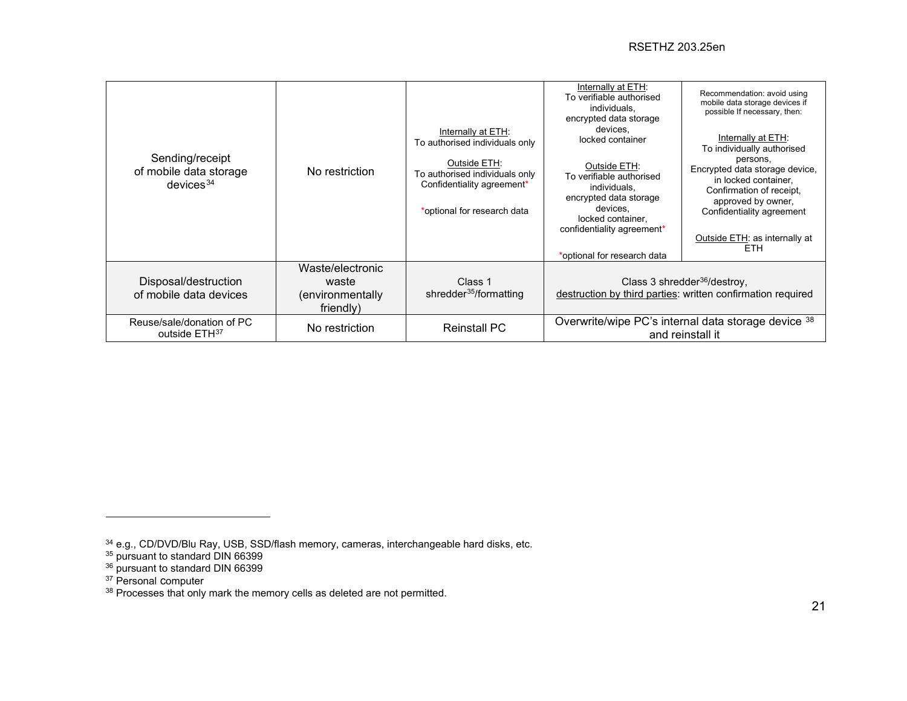| | | | | |
|---|---|---|---|---|
| Sending/receipt of mobile data storage devices[34] | No restriction | Internally at ETH: To authorised individuals only<br><br>Outside ETH: To authorised individuals only Confidentiality agreement*<br><br>*optional for research data | Internally at ETH: To verifiable authorised individuals, encrypted data storage devices, locked container<br><br>Outside ETH: To verifiable authorised individuals, encrypted data storage devices, locked container, confidentiality agreement*<br><br>*optional for research data | Recommendation: avoid using mobile data storage devices if possible If necessary, then:<br><br>Internally at ETH: To individually authorised persons, Encrypted data storage device, in locked container, Confirmation of receipt, approved by owner, Confidentiality agreement<br><br>Outside ETH: as internally at ETH |
| Disposal/destruction of mobile data devices | Waste/electronic waste (environmentally friendly) | Class 1 shredder[35]/formatting | Class 3 shredder[36]/destroy, destruction by third parties: written confirmation required | |
| Reuse/sale/donation of PC outside ETH[37] | No restriction | Reinstall PC | Overwrite/wipe PC's internal data storage device [38] and reinstall it | |

[34] e.g., CD/DVD/Blu Ray, USB, SSD/flash memory, cameras, interchangeable hard disks, etc.
[35] pursuant to standard DIN 66399
[36] pursuant to standard DIN 66399
[37] Personal computer
[38] Processes that only mark the memory cells as deleted are not permitted.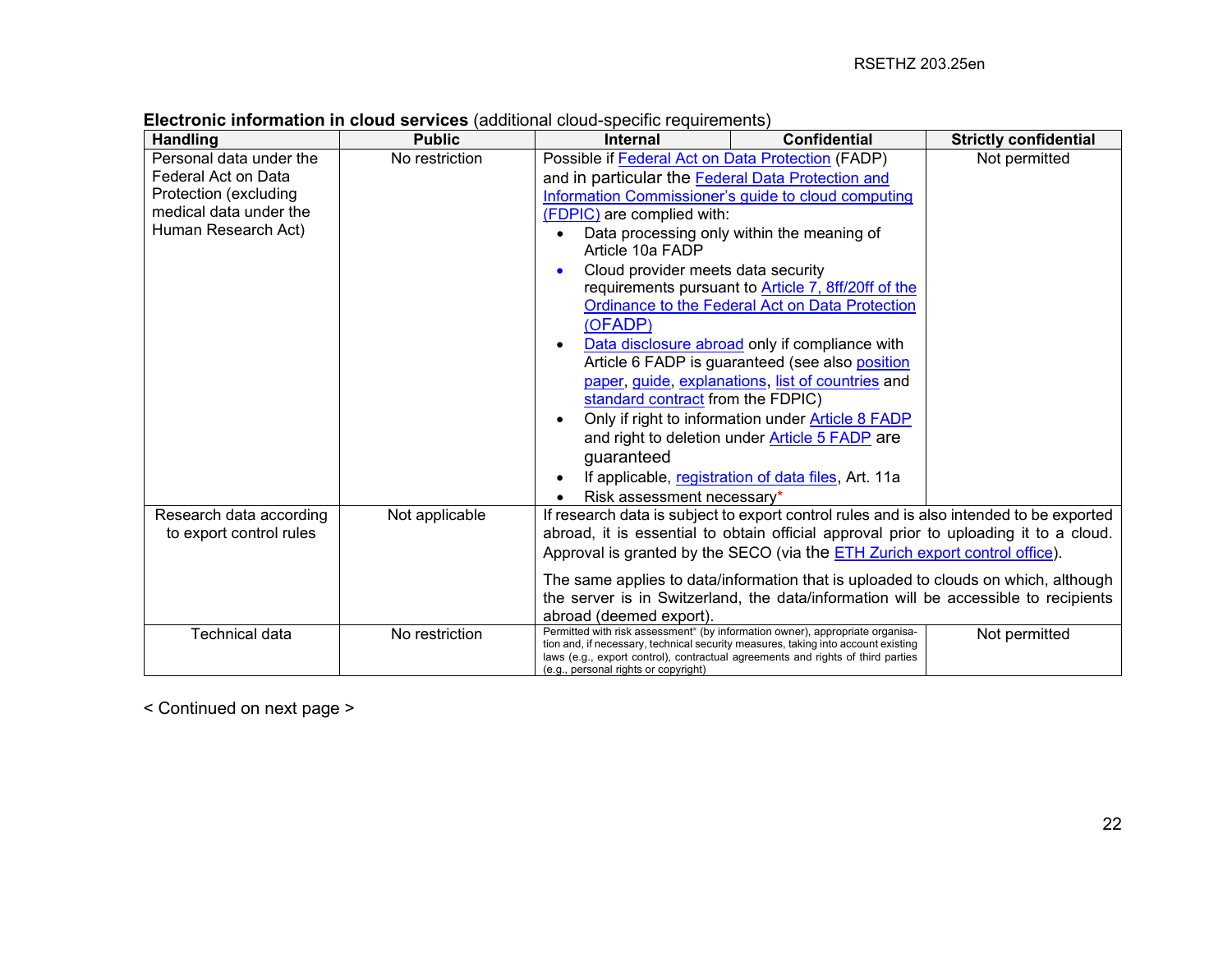**Electronic information in cloud services** (additional cloud-specific requirements)

| Handling | Public | Internal | Confidential | Strictly confidential |
|---|---|---|---|---|
| Personal data under the Federal Act on Data Protection (excluding medical data under the Human Research Act) | No restriction | Possible if Federal Act on Data Protection (FADP) and in particular the Federal Data Protection and Information Commissioner's guide to cloud computing (FDPIC) are complied with:<br>• Data processing only within the meaning of Article 10a FADP<br>• Cloud provider meets data security requirements pursuant to Article 7, 8ff/20ff of the Ordinance to the Federal Act on Data Protection (OFADP)<br>• Data disclosure abroad only if compliance with Article 6 FADP is guaranteed (see also position paper, guide, explanations, list of countries and standard contract from the FDPIC)<br>• Only if right to information under Article 8 FADP and right to deletion under Article 5 FADP are guaranteed<br>• If applicable, registration of data files, Art. 11a<br>• Risk assessment necessary* | | Not permitted |
| Research data according to export control rules | Not applicable | If research data is subject to export control rules and is also intended to be exported abroad, it is essential to obtain official approval prior to uploading it to a cloud. Approval is granted by the SECO (via the ETH Zurich export control office).<br><br>The same applies to data/information that is uploaded to clouds on which, although the server is in Switzerland, the data/information will be accessible to recipients abroad (deemed export). | | |
| Technical data | No restriction | Permitted with risk assessment* (by information owner), appropriate organisation and, if necessary, technical security measures, taking into account existing laws (e.g., export control), contractual agreements and rights of third parties (e.g., personal rights or copyright) | | Not permitted |

< Continued on next page >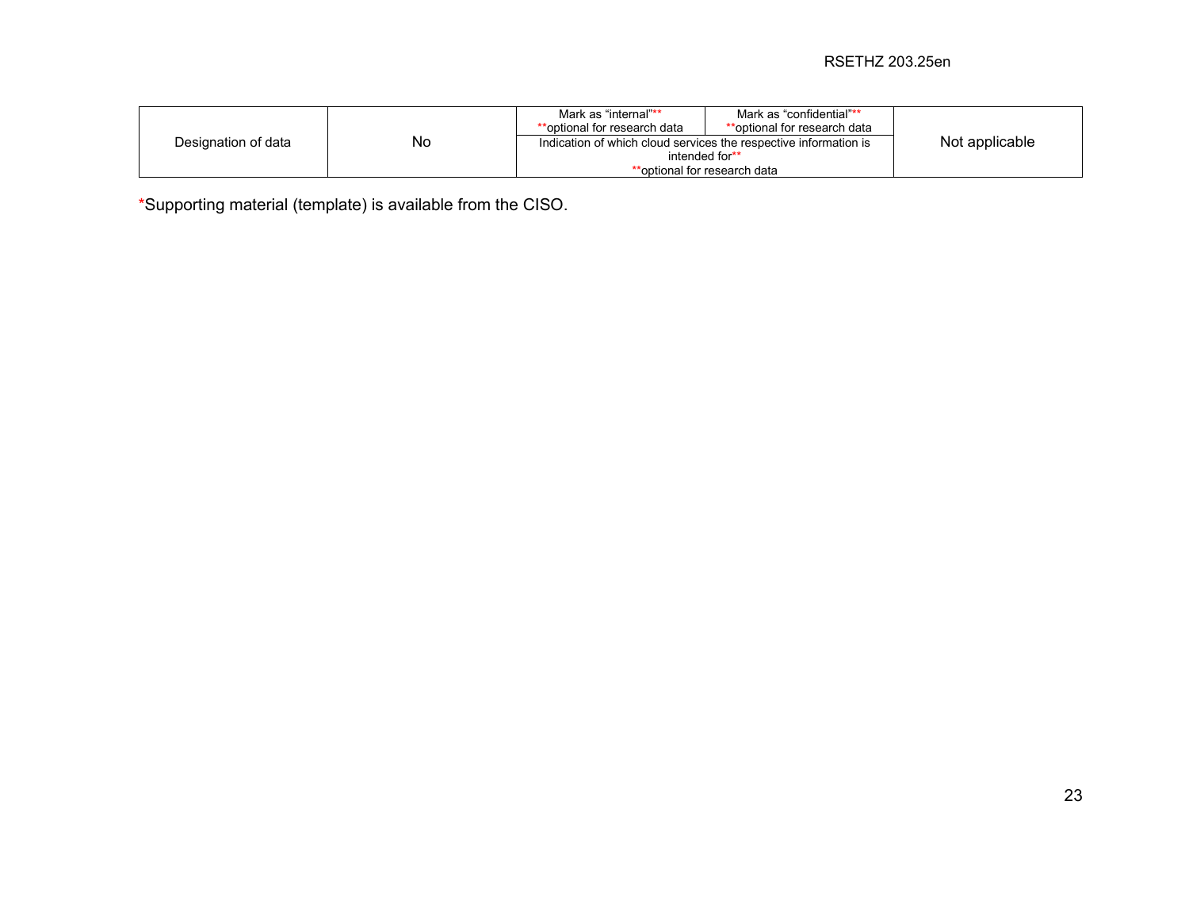| | | | | |
|---|---|---|---|---|
| Designation of data | No | Mark as “internal”** **optional for research data | Mark as “confidential”** **optional for research data | Not applicable |
| | | Indication of which cloud services the respective information is intended for** **optional for research data | | |

*Supporting material (template) is available from the CISO.